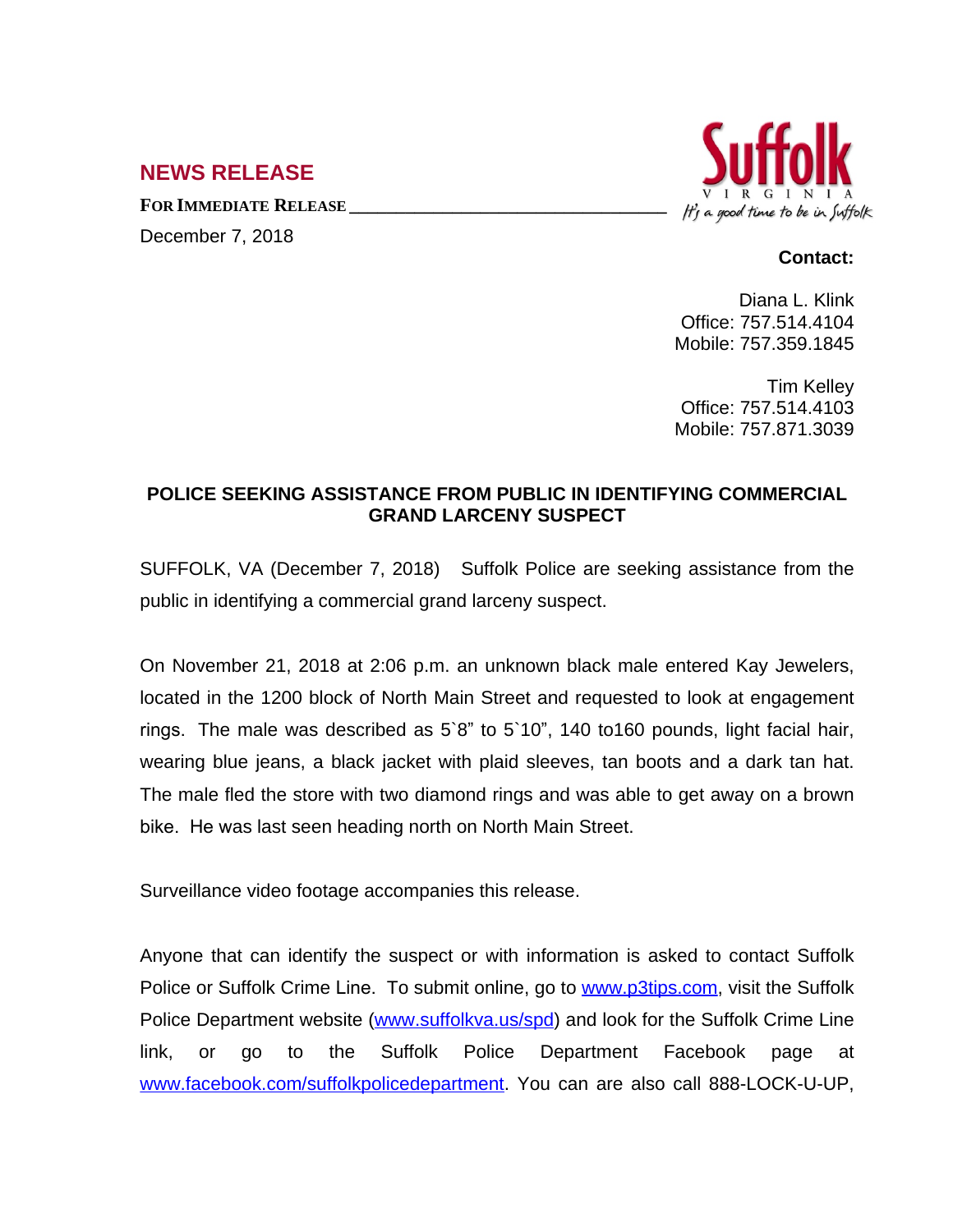## NEWS RELEASE

**FOR IMMEDIATE RELEASE**

December 7, 2018

Suffolk VIRGINIA *It's a good time to be in Suffolk*

**Contact:**

Diana L. Klink
Office: 757.514.4104
Mobile: 757.359.1845

Tim Kelley
Office: 757.514.4103
Mobile: 757.871.3039

**POLICE SEEKING ASSISTANCE FROM PUBLIC IN IDENTIFYING COMMERCIAL GRAND LARCENY SUSPECT**

SUFFOLK, VA (December 7, 2018) Suffolk Police are seeking assistance from the public in identifying a commercial grand larceny suspect.

On November 21, 2018 at 2:06 p.m. an unknown black male entered Kay Jewelers, located in the 1200 block of North Main Street and requested to look at engagement rings. The male was described as 5`8" to 5`10", 140 to160 pounds, light facial hair, wearing blue jeans, a black jacket with plaid sleeves, tan boots and a dark tan hat. The male fled the store with two diamond rings and was able to get away on a brown bike. He was last seen heading north on North Main Street.

Surveillance video footage accompanies this release.

Anyone that can identify the suspect or with information is asked to contact Suffolk Police or Suffolk Crime Line. To submit online, go to www.p3tips.com, visit the Suffolk Police Department website (www.suffolkva.us/spd) and look for the Suffolk Crime Line link, or go to the Suffolk Police Department Facebook page at www.facebook.com/suffolkpolicedepartment. You can are also call 888-LOCK-U-UP,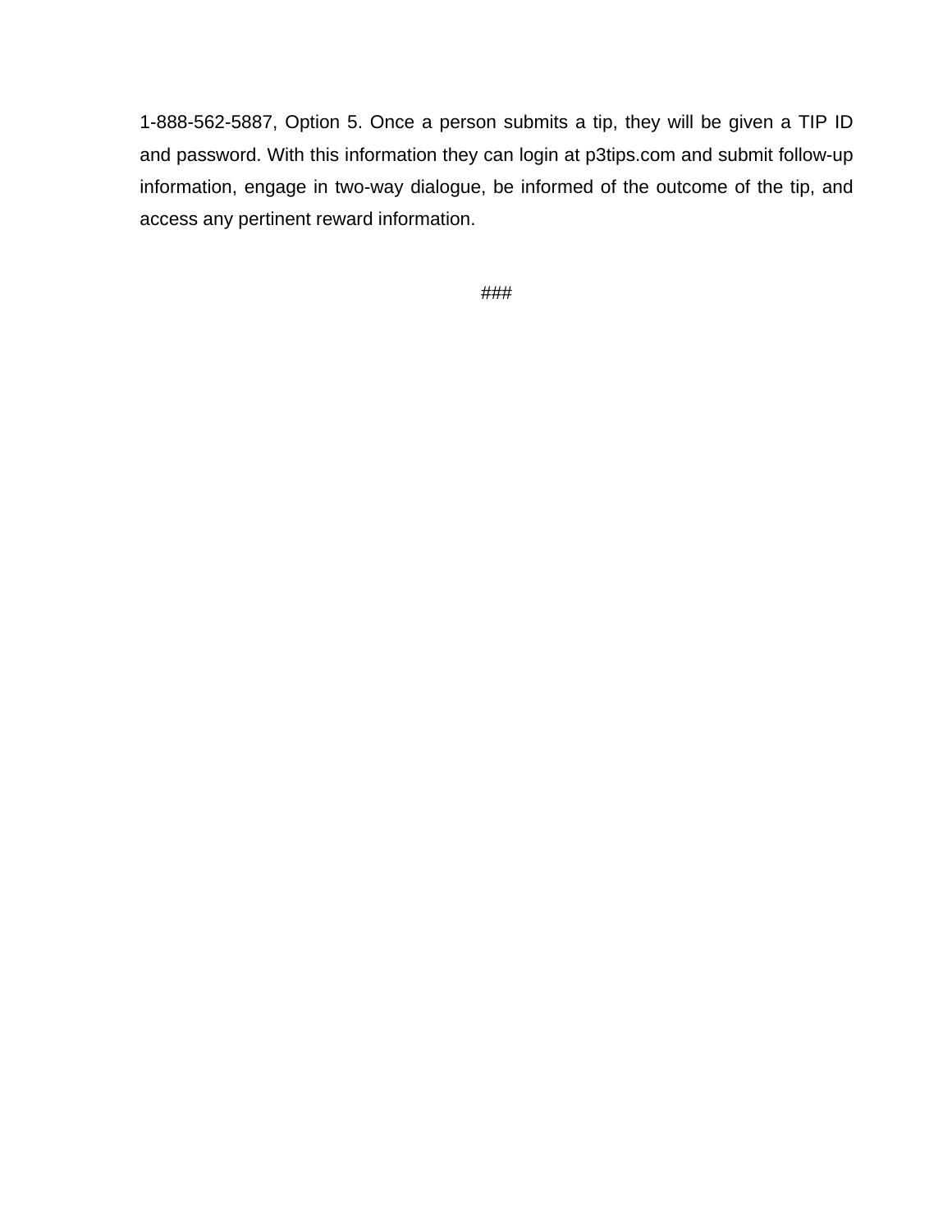1-888-562-5887, Option 5. Once a person submits a tip, they will be given a TIP ID and password. With this information they can login at p3tips.com and submit follow-up information, engage in two-way dialogue, be informed of the outcome of the tip, and access any pertinent reward information.

###